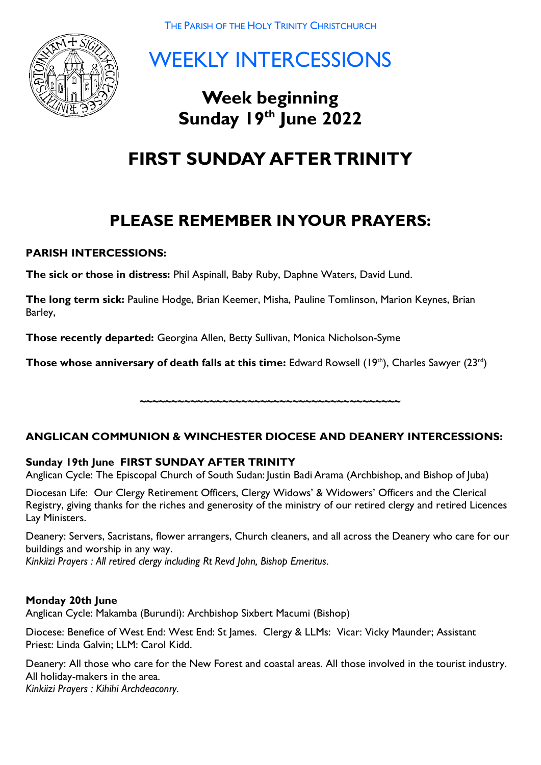THE PARISH OF THE HOLY TRINITY CHRISTCHURCH

# WEEKLY INTERCESSIONS

## Week beginning Sunday 19th June 2022

# FIRST SUNDAY AFTER TRINITY

# PLEASE REMEMBER IN YOUR PRAYERS:

**PARISH INTERCESSIONS:**

**The sick or those in distress:** Phil Aspinall, Baby Ruby, Daphne Waters, David Lund.

**The long term sick:** Pauline Hodge, Brian Keemer, Misha, Pauline Tomlinson, Marion Keynes, Brian Barley,

**Those recently departed:** Georgina Allen, Betty Sullivan, Monica Nicholson-Syme

**Those whose anniversary of death falls at this time:** Edward Rowsell (19th), Charles Sawyer (23rd)

~~~~~~~~~~~~~~~~~~~~~~~~~~~~~~~~~~~~~~~~~~

**ANGLICAN COMMUNION & WINCHESTER DIOCESE AND DEANERY INTERCESSIONS:**

**Sunday 19th June FIRST SUNDAY AFTER TRINITY**
Anglican Cycle: The Episcopal Church of South Sudan: Justin Badi Arama (Archbishop, and Bishop of Juba)

Diocesan Life: Our Clergy Retirement Officers, Clergy Widows' & Widowers' Officers and the Clerical Registry, giving thanks for the riches and generosity of the ministry of our retired clergy and retired Licences Lay Ministers.

Deanery: Servers, Sacristans, flower arrangers, Church cleaners, and all across the Deanery who care for our buildings and worship in any way.
*Kinkiizi Prayers : All retired clergy including Rt Revd John, Bishop Emeritus.*

**Monday 20th June**
Anglican Cycle: Makamba (Burundi): Archbishop Sixbert Macumi (Bishop)

Diocese: Benefice of West End: West End: St James. Clergy & LLMs: Vicar: Vicky Maunder; Assistant Priest: Linda Galvin; LLM: Carol Kidd.

Deanery: All those who care for the New Forest and coastal areas. All those involved in the tourist industry. All holiday-makers in the area.
*Kinkiizi Prayers : Kihihi Archdeaconry.*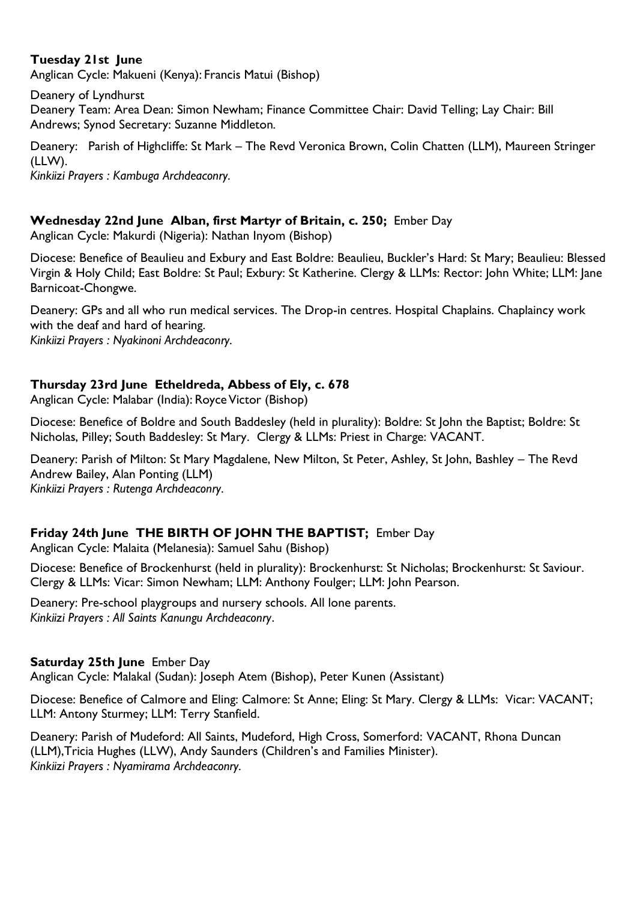**Tuesday 21st June**

Anglican Cycle: Makueni (Kenya): Francis Matui (Bishop)

Deanery of Lyndhurst

Deanery Team: Area Dean: Simon Newham; Finance Committee Chair: David Telling; Lay Chair: Bill Andrews; Synod Secretary: Suzanne Middleton.

Deanery: Parish of Highcliffe: St Mark – The Revd Veronica Brown, Colin Chatten (LLM), Maureen Stringer (LLW).

*Kinkiizi Prayers : Kambuga Archdeaconry.*

**Wednesday 22nd June Alban, first Martyr of Britain, c. 250;** Ember Day

Anglican Cycle: Makurdi (Nigeria): Nathan Inyom (Bishop)

Diocese: Benefice of Beaulieu and Exbury and East Boldre: Beaulieu, Buckler's Hard: St Mary; Beaulieu: Blessed Virgin & Holy Child; East Boldre: St Paul; Exbury: St Katherine. Clergy & LLMs: Rector: John White; LLM: Jane Barnicoat-Chongwe.

Deanery: GPs and all who run medical services. The Drop-in centres. Hospital Chaplains. Chaplaincy work with the deaf and hard of hearing.

*Kinkiizi Prayers : Nyakinoni Archdeaconry.*

**Thursday 23rd June Etheldreda, Abbess of Ely, c. 678**

Anglican Cycle: Malabar (India): Royce Victor (Bishop)

Diocese: Benefice of Boldre and South Baddesley (held in plurality): Boldre: St John the Baptist; Boldre: St Nicholas, Pilley; South Baddesley: St Mary. Clergy & LLMs: Priest in Charge: VACANT.

Deanery: Parish of Milton: St Mary Magdalene, New Milton, St Peter, Ashley, St John, Bashley – The Revd Andrew Bailey, Alan Ponting (LLM)

*Kinkiizi Prayers : Rutenga Archdeaconry.*

**Friday 24th June THE BIRTH OF JOHN THE BAPTIST;** Ember Day

Anglican Cycle: Malaita (Melanesia): Samuel Sahu (Bishop)

Diocese: Benefice of Brockenhurst (held in plurality): Brockenhurst: St Nicholas; Brockenhurst: St Saviour. Clergy & LLMs: Vicar: Simon Newham; LLM: Anthony Foulger; LLM: John Pearson.

Deanery: Pre-school playgroups and nursery schools. All lone parents.

*Kinkiizi Prayers : All Saints Kanungu Archdeaconry.*

**Saturday 25th June** Ember Day

Anglican Cycle: Malakal (Sudan): Joseph Atem (Bishop), Peter Kunen (Assistant)

Diocese: Benefice of Calmore and Eling: Calmore: St Anne; Eling: St Mary. Clergy & LLMs: Vicar: VACANT; LLM: Antony Sturmey; LLM: Terry Stanfield.

Deanery: Parish of Mudeford: All Saints, Mudeford, High Cross, Somerford: VACANT, Rhona Duncan (LLM),Tricia Hughes (LLW), Andy Saunders (Children's and Families Minister).

*Kinkiizi Prayers : Nyamirama Archdeaconry.*